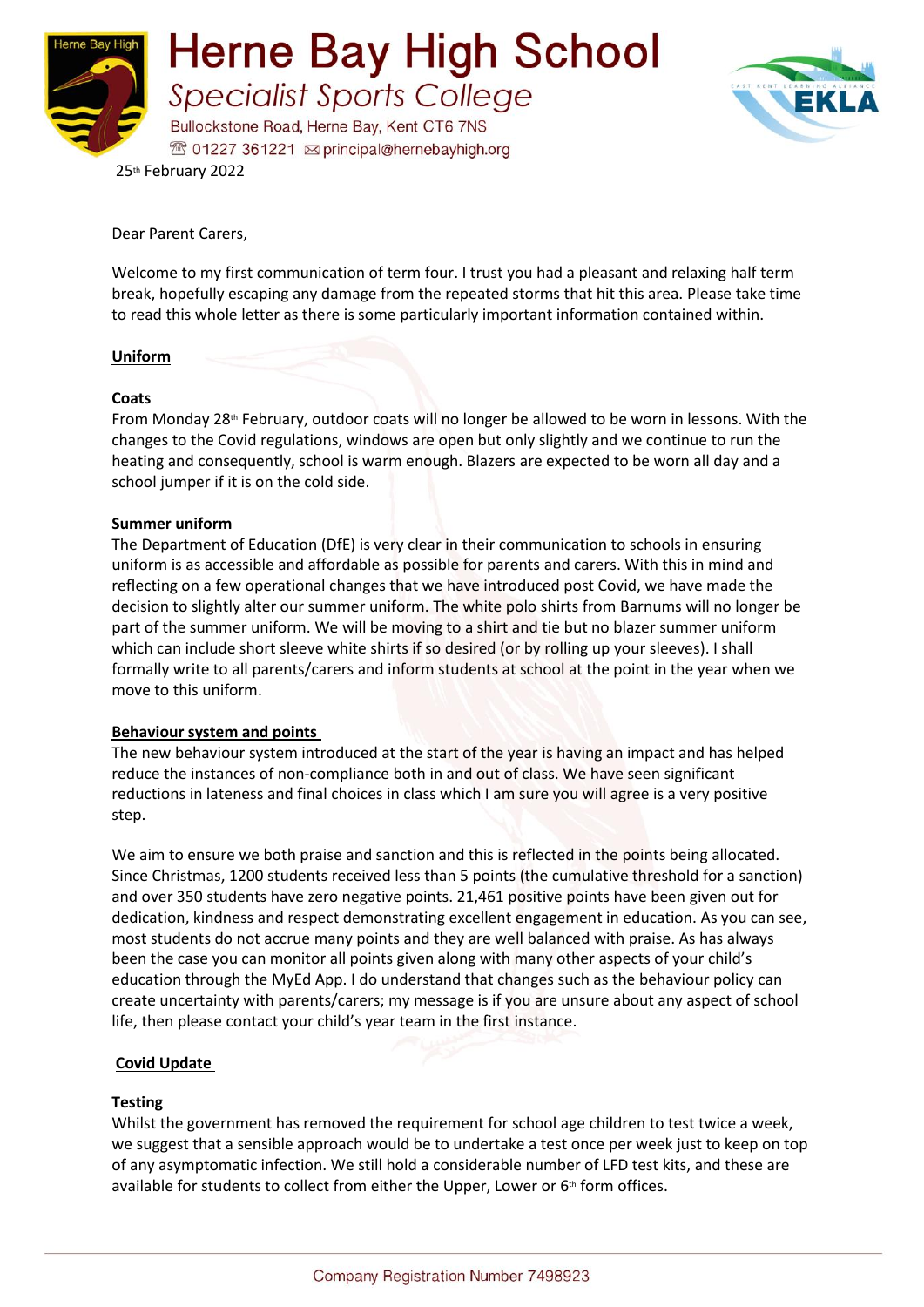# Herne Bay High School

## *Specialist Sports College*

Bullockstone Road, Herne Bay, Kent CT6 7NS
☎ 01227 361221 ✉ principal@hernebayhigh.org

25th February 2022

Dear Parent Carers,

Welcome to my first communication of term four. I trust you had a pleasant and relaxing half term break, hopefully escaping any damage from the repeated storms that hit this area. Please take time to read this whole letter as there is some particularly important information contained within.

## Uniform

### Coats

From Monday 28th February, outdoor coats will no longer be allowed to be worn in lessons. With the changes to the Covid regulations, windows are open but only slightly and we continue to run the heating and consequently, school is warm enough. Blazers are expected to be worn all day and a school jumper if it is on the cold side.

### Summer uniform

The Department of Education (DfE) is very clear in their communication to schools in ensuring uniform is as accessible and affordable as possible for parents and carers. With this in mind and reflecting on a few operational changes that we have introduced post Covid, we have made the decision to slightly alter our summer uniform. The white polo shirts from Barnums will no longer be part of the summer uniform. We will be moving to a shirt and tie but no blazer summer uniform which can include short sleeve white shirts if so desired (or by rolling up your sleeves). I shall formally write to all parents/carers and inform students at school at the point in the year when we move to this uniform.

## Behaviour system and points

The new behaviour system introduced at the start of the year is having an impact and has helped reduce the instances of non-compliance both in and out of class. We have seen significant reductions in lateness and final choices in class which I am sure you will agree is a very positive step.

We aim to ensure we both praise and sanction and this is reflected in the points being allocated. Since Christmas, 1200 students received less than 5 points (the cumulative threshold for a sanction) and over 350 students have zero negative points. 21,461 positive points have been given out for dedication, kindness and respect demonstrating excellent engagement in education. As you can see, most students do not accrue many points and they are well balanced with praise. As has always been the case you can monitor all points given along with many other aspects of your child's education through the MyEd App. I do understand that changes such as the behaviour policy can create uncertainty with parents/carers; my message is if you are unsure about any aspect of school life, then please contact your child's year team in the first instance.

## Covid Update

### Testing

Whilst the government has removed the requirement for school age children to test twice a week, we suggest that a sensible approach would be to undertake a test once per week just to keep on top of any asymptomatic infection. We still hold a considerable number of LFD test kits, and these are available for students to collect from either the Upper, Lower or 6th form offices.

Company Registration Number 7498923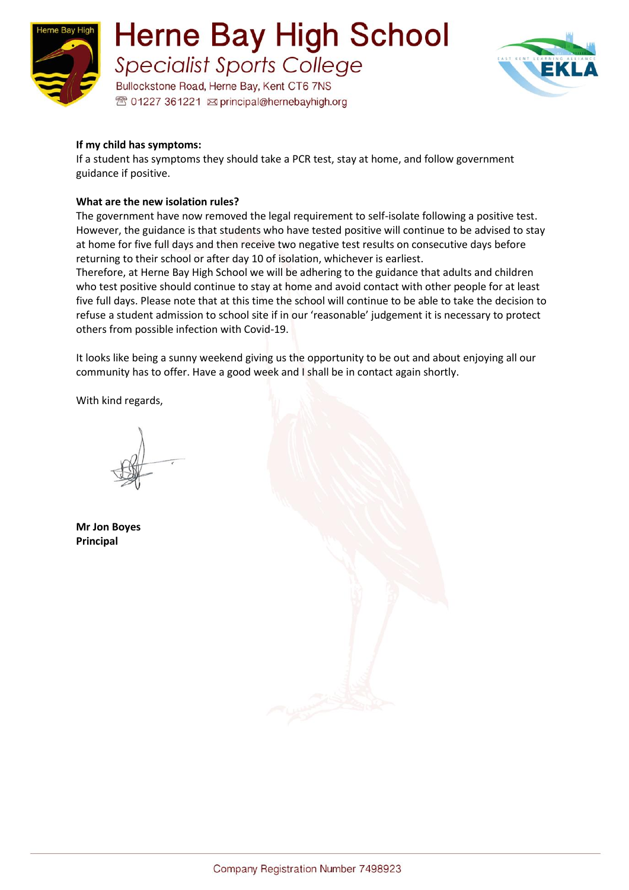**If my child has symptoms:**
If a student has symptoms they should take a PCR test, stay at home, and follow government guidance if positive.

**What are the new isolation rules?**
The government have now removed the legal requirement to self-isolate following a positive test. However, the guidance is that students who have tested positive will continue to be advised to stay at home for five full days and then receive two negative test results on consecutive days before returning to their school or after day 10 of isolation, whichever is earliest.
Therefore, at Herne Bay High School we will be adhering to the guidance that adults and children who test positive should continue to stay at home and avoid contact with other people for at least five full days. Please note that at this time the school will continue to be able to take the decision to refuse a student admission to school site if in our 'reasonable' judgement it is necessary to protect others from possible infection with Covid-19.

It looks like being a sunny weekend giving us the opportunity to be out and about enjoying all our community has to offer. Have a good week and I shall be in contact again shortly.

With kind regards,

**Mr Jon Boyes**
**Principal**